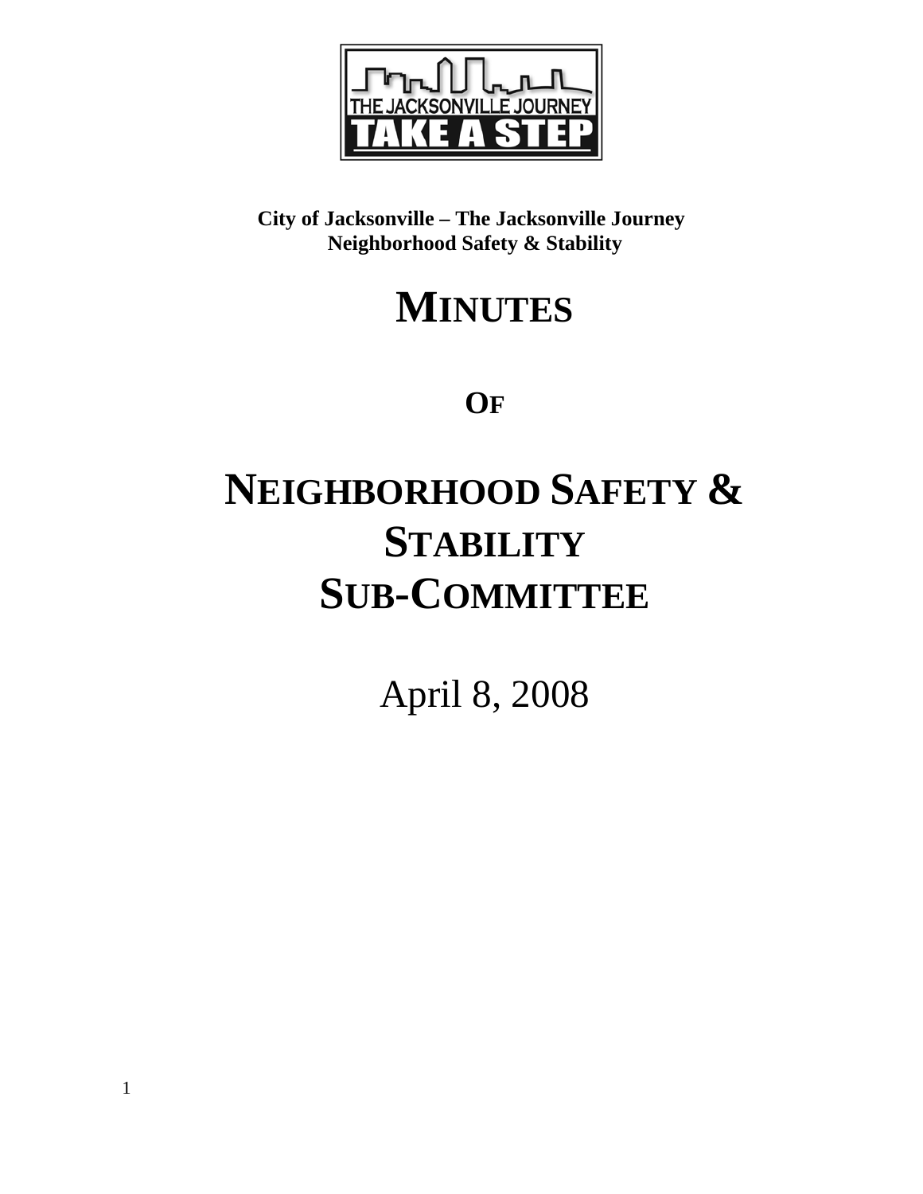THE JACKSONVILLE JOURNEY

TAKE A STEP

**City of Jacksonville – The Jacksonville Journey**
**Neighborhood Safety & Stability**

# MINUTES

## OF

# NEIGHBORHOOD SAFETY & STABILITY SUB-COMMITTEE

April 8, 2008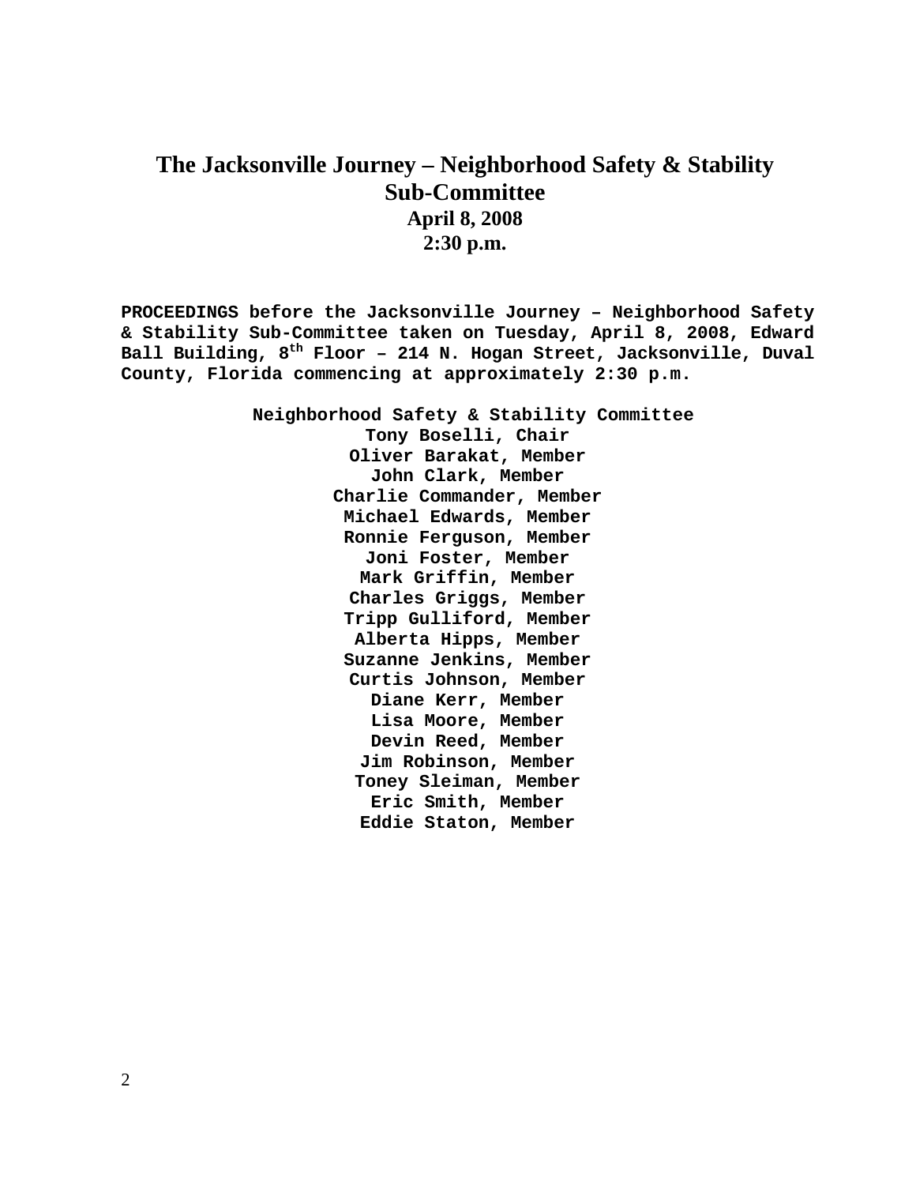# The Jacksonville Journey – Neighborhood Safety & Stability Sub-Committee

**April 8, 2008**

**2:30 p.m.**

**PROCEEDINGS before the Jacksonville Journey – Neighborhood Safety & Stability Sub-Committee taken on Tuesday, April 8, 2008, Edward Ball Building, 8th Floor – 214 N. Hogan Street, Jacksonville, Duval County, Florida commencing at approximately 2:30 p.m.**

**Neighborhood Safety & Stability Committee**

**Tony Boselli, Chair**
**Oliver Barakat, Member**
**John Clark, Member**
**Charlie Commander, Member**
**Michael Edwards, Member**
**Ronnie Ferguson, Member**
**Joni Foster, Member**
**Mark Griffin, Member**
**Charles Griggs, Member**
**Tripp Gulliford, Member**
**Alberta Hipps, Member**
**Suzanne Jenkins, Member**
**Curtis Johnson, Member**
**Diane Kerr, Member**
**Lisa Moore, Member**
**Devin Reed, Member**
**Jim Robinson, Member**
**Toney Sleiman, Member**
**Eric Smith, Member**
**Eddie Staton, Member**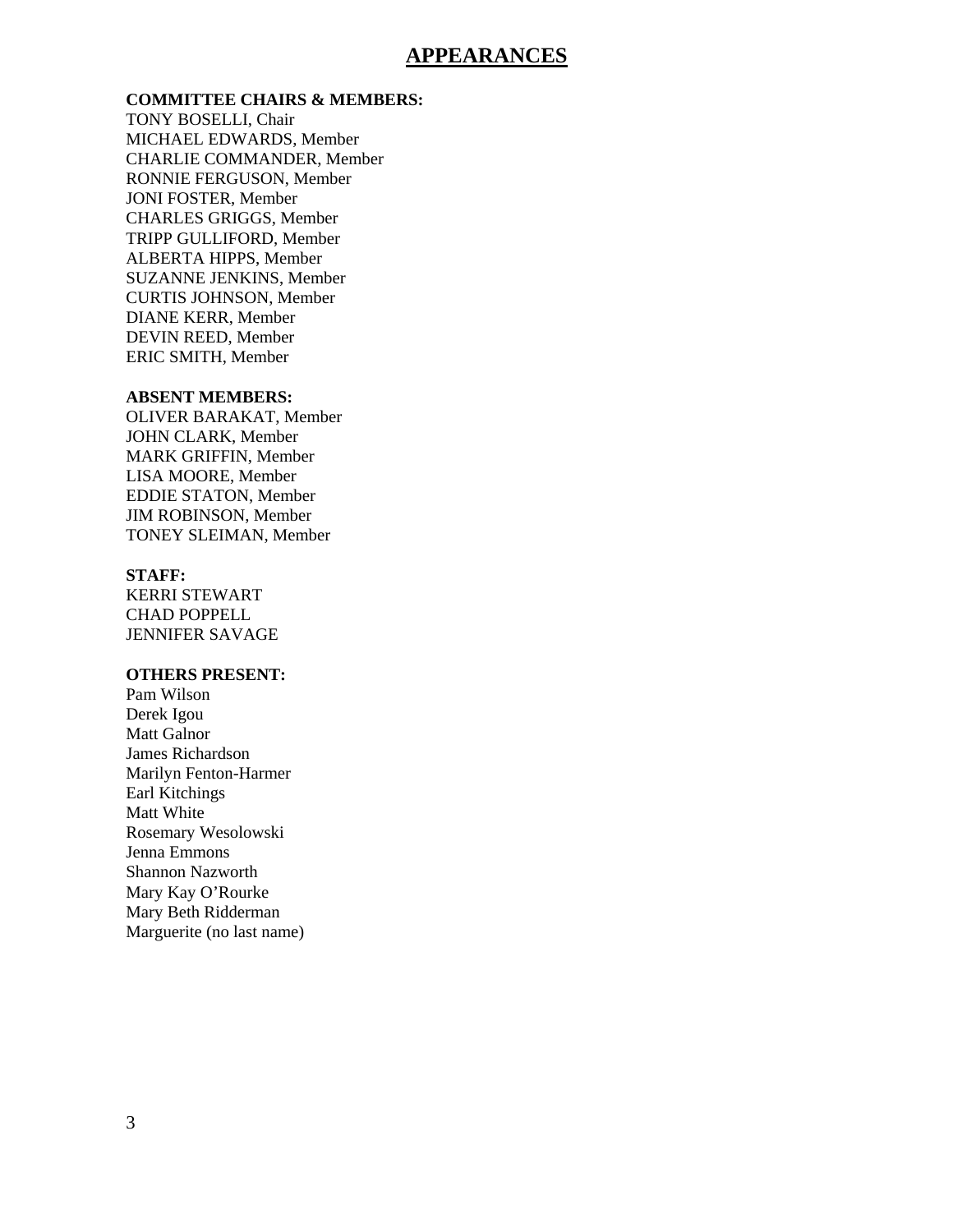# APPEARANCES

**COMMITTEE CHAIRS & MEMBERS:**

TONY BOSELLI, Chair
MICHAEL EDWARDS, Member
CHARLIE COMMANDER, Member
RONNIE FERGUSON, Member
JONI FOSTER, Member
CHARLES GRIGGS, Member
TRIPP GULLIFORD, Member
ALBERTA HIPPS, Member
SUZANNE JENKINS, Member
CURTIS JOHNSON, Member
DIANE KERR, Member
DEVIN REED, Member
ERIC SMITH, Member

**ABSENT MEMBERS:**

OLIVER BARAKAT, Member
JOHN CLARK, Member
MARK GRIFFIN, Member
LISA MOORE, Member
EDDIE STATON, Member
JIM ROBINSON, Member
TONEY SLEIMAN, Member

**STAFF:**

KERRI STEWART
CHAD POPPELL
JENNIFER SAVAGE

**OTHERS PRESENT:**

Pam Wilson
Derek Igou
Matt Galnor
James Richardson
Marilyn Fenton-Harmer
Earl Kitchings
Matt White
Rosemary Wesolowski
Jenna Emmons
Shannon Nazworth
Mary Kay O'Rourke
Mary Beth Ridderman
Marguerite (no last name)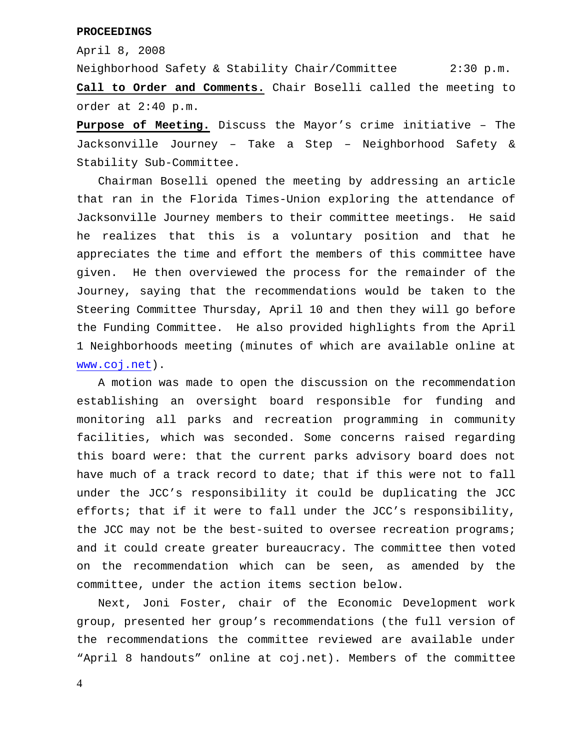**PROCEEDINGS**

April 8, 2008

Neighborhood Safety & Stability Chair/Committee 2:30 p.m.

**Call to Order and Comments.** Chair Boselli called the meeting to order at 2:40 p.m.

**Purpose of Meeting.** Discuss the Mayor's crime initiative – The Jacksonville Journey – Take a Step – Neighborhood Safety & Stability Sub-Committee.

Chairman Boselli opened the meeting by addressing an article that ran in the Florida Times-Union exploring the attendance of Jacksonville Journey members to their committee meetings. He said he realizes that this is a voluntary position and that he appreciates the time and effort the members of this committee have given. He then overviewed the process for the remainder of the Journey, saying that the recommendations would be taken to the Steering Committee Thursday, April 10 and then they will go before the Funding Committee. He also provided highlights from the April 1 Neighborhoods meeting (minutes of which are available online at www.coj.net).

A motion was made to open the discussion on the recommendation establishing an oversight board responsible for funding and monitoring all parks and recreation programming in community facilities, which was seconded. Some concerns raised regarding this board were: that the current parks advisory board does not have much of a track record to date; that if this were not to fall under the JCC's responsibility it could be duplicating the JCC efforts; that if it were to fall under the JCC's responsibility, the JCC may not be the best-suited to oversee recreation programs; and it could create greater bureaucracy. The committee then voted on the recommendation which can be seen, as amended by the committee, under the action items section below.

Next, Joni Foster, chair of the Economic Development work group, presented her group's recommendations (the full version of the recommendations the committee reviewed are available under "April 8 handouts" online at coj.net). Members of the committee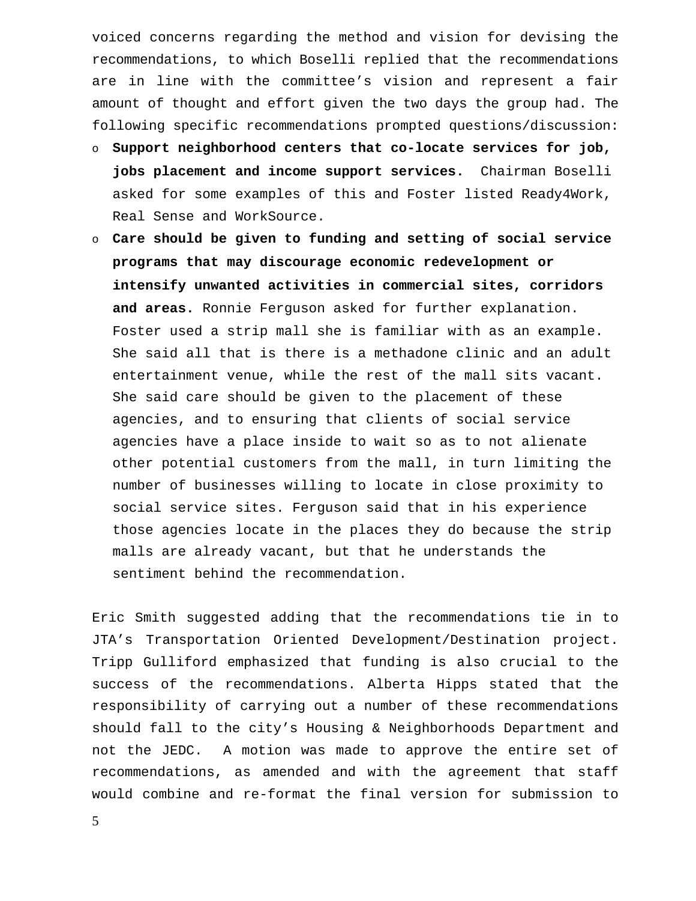voiced concerns regarding the method and vision for devising the recommendations, to which Boselli replied that the recommendations are in line with the committee's vision and represent a fair amount of thought and effort given the two days the group had. The following specific recommendations prompted questions/discussion:

- **Support neighborhood centers that co-locate services for job, jobs placement and income support services.** Chairman Boselli asked for some examples of this and Foster listed Ready4Work, Real Sense and WorkSource.
- **Care should be given to funding and setting of social service programs that may discourage economic redevelopment or intensify unwanted activities in commercial sites, corridors and areas.** Ronnie Ferguson asked for further explanation. Foster used a strip mall she is familiar with as an example. She said all that is there is a methadone clinic and an adult entertainment venue, while the rest of the mall sits vacant. She said care should be given to the placement of these agencies, and to ensuring that clients of social service agencies have a place inside to wait so as to not alienate other potential customers from the mall, in turn limiting the number of businesses willing to locate in close proximity to social service sites. Ferguson said that in his experience those agencies locate in the places they do because the strip malls are already vacant, but that he understands the sentiment behind the recommendation.

Eric Smith suggested adding that the recommendations tie in to JTA's Transportation Oriented Development/Destination project. Tripp Gulliford emphasized that funding is also crucial to the success of the recommendations. Alberta Hipps stated that the responsibility of carrying out a number of these recommendations should fall to the city's Housing & Neighborhoods Department and not the JEDC. A motion was made to approve the entire set of recommendations, as amended and with the agreement that staff would combine and re-format the final version for submission to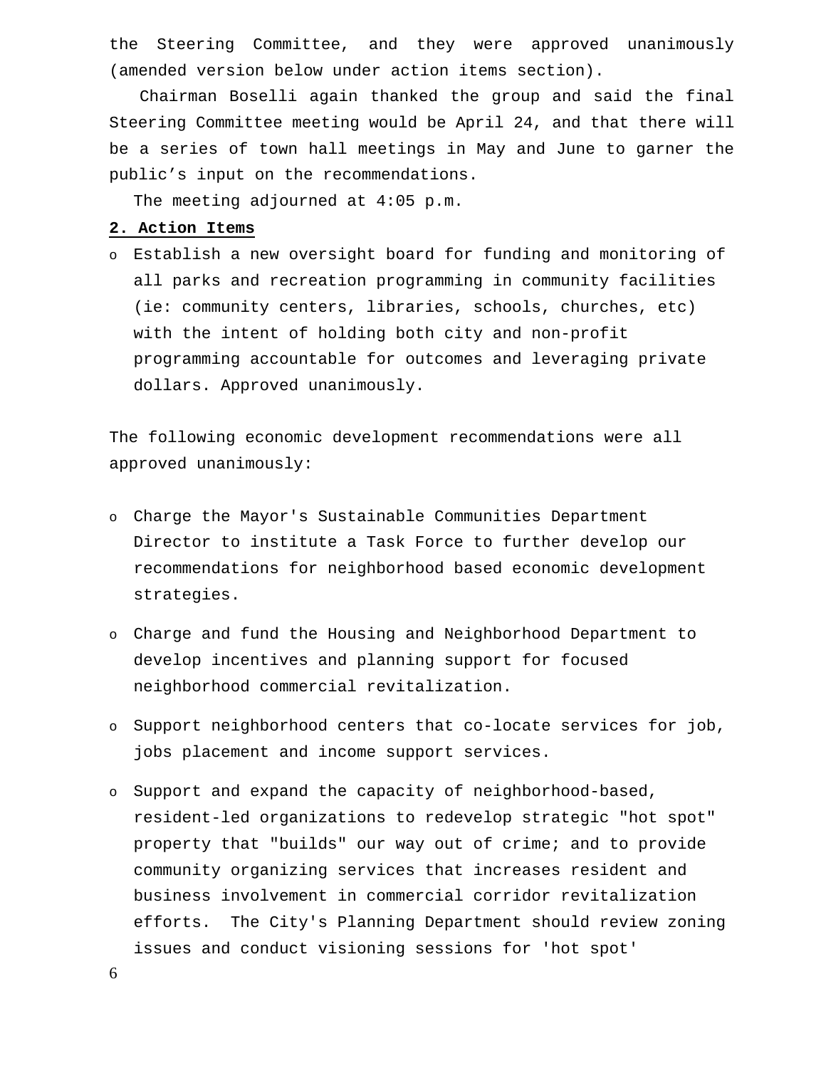the Steering Committee, and they were approved unanimously (amended version below under action items section).

Chairman Boselli again thanked the group and said the final Steering Committee meeting would be April 24, and that there will be a series of town hall meetings in May and June to garner the public's input on the recommendations.

The meeting adjourned at 4:05 p.m.

**2. Action Items**

- Establish a new oversight board for funding and monitoring of all parks and recreation programming in community facilities (ie: community centers, libraries, schools, churches, etc) with the intent of holding both city and non-profit programming accountable for outcomes and leveraging private dollars. Approved unanimously.

The following economic development recommendations were all approved unanimously:

- Charge the Mayor's Sustainable Communities Department Director to institute a Task Force to further develop our recommendations for neighborhood based economic development strategies.
- Charge and fund the Housing and Neighborhood Department to develop incentives and planning support for focused neighborhood commercial revitalization.
- Support neighborhood centers that co-locate services for job, jobs placement and income support services.
- Support and expand the capacity of neighborhood-based, resident-led organizations to redevelop strategic "hot spot" property that "builds" our way out of crime; and to provide community organizing services that increases resident and business involvement in commercial corridor revitalization efforts. The City's Planning Department should review zoning issues and conduct visioning sessions for 'hot spot'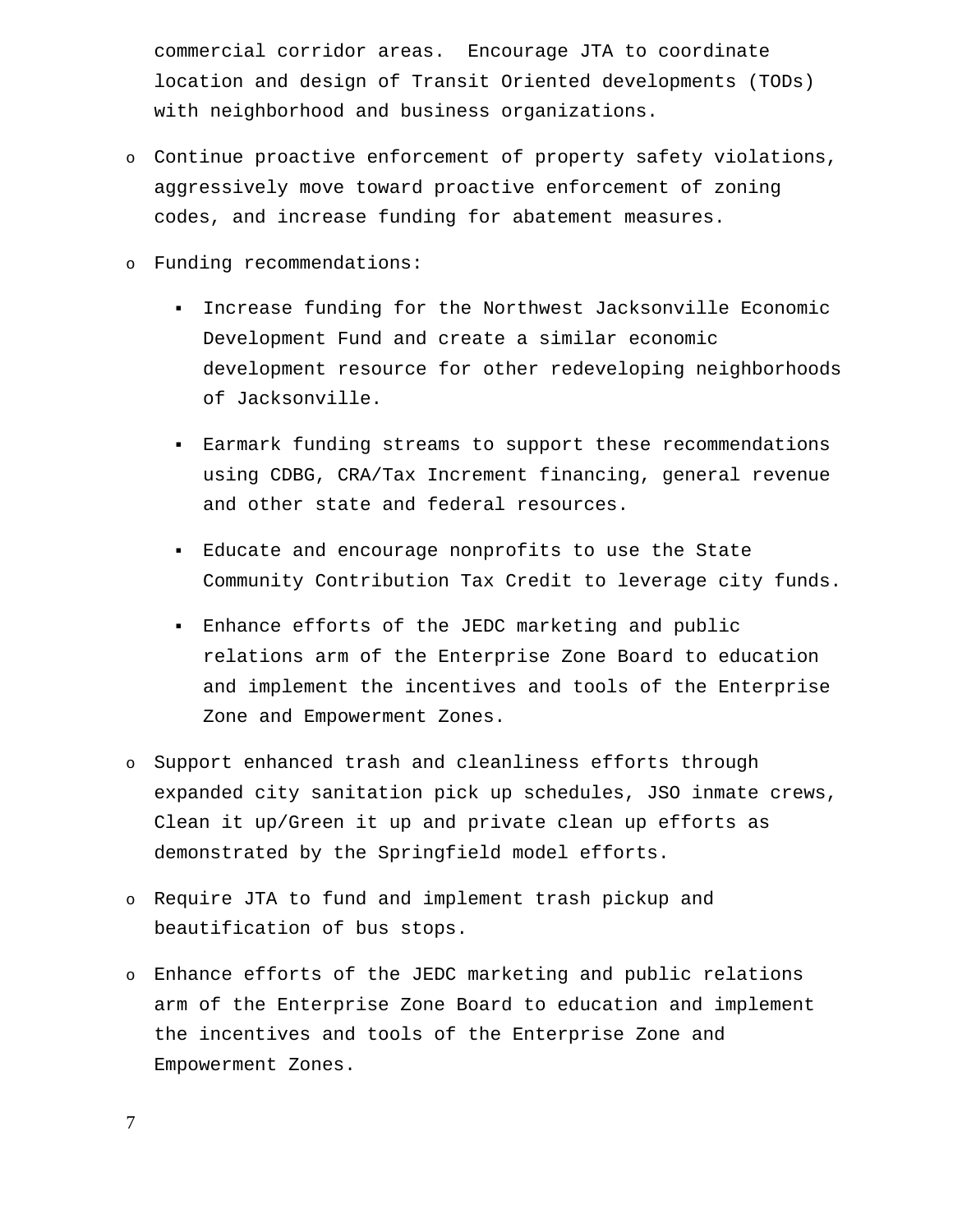commercial corridor areas. Encourage JTA to coordinate location and design of Transit Oriented developments (TODs) with neighborhood and business organizations.

- Continue proactive enforcement of property safety violations, aggressively move toward proactive enforcement of zoning codes, and increase funding for abatement measures.
- Funding recommendations:
  - Increase funding for the Northwest Jacksonville Economic Development Fund and create a similar economic development resource for other redeveloping neighborhoods of Jacksonville.
  - Earmark funding streams to support these recommendations using CDBG, CRA/Tax Increment financing, general revenue and other state and federal resources.
  - Educate and encourage nonprofits to use the State Community Contribution Tax Credit to leverage city funds.
  - Enhance efforts of the JEDC marketing and public relations arm of the Enterprise Zone Board to education and implement the incentives and tools of the Enterprise Zone and Empowerment Zones.
- Support enhanced trash and cleanliness efforts through expanded city sanitation pick up schedules, JSO inmate crews, Clean it up/Green it up and private clean up efforts as demonstrated by the Springfield model efforts.
- Require JTA to fund and implement trash pickup and beautification of bus stops.
- Enhance efforts of the JEDC marketing and public relations arm of the Enterprise Zone Board to education and implement the incentives and tools of the Enterprise Zone and Empowerment Zones.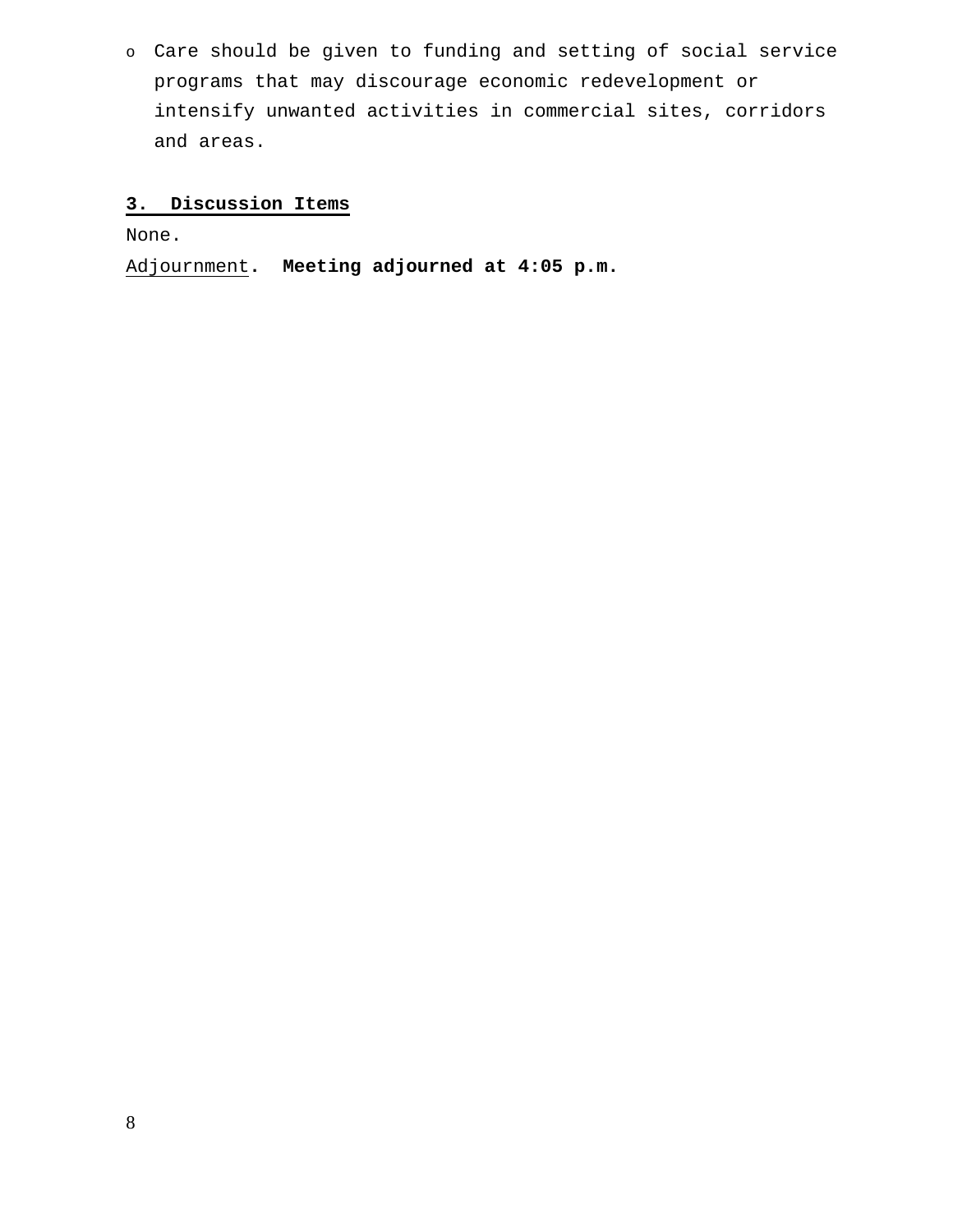- Care should be given to funding and setting of social service programs that may discourage economic redevelopment or intensify unwanted activities in commercial sites, corridors and areas.

## 3. Discussion Items

None.

Adjournment. **Meeting adjourned at 4:05 p.m.**